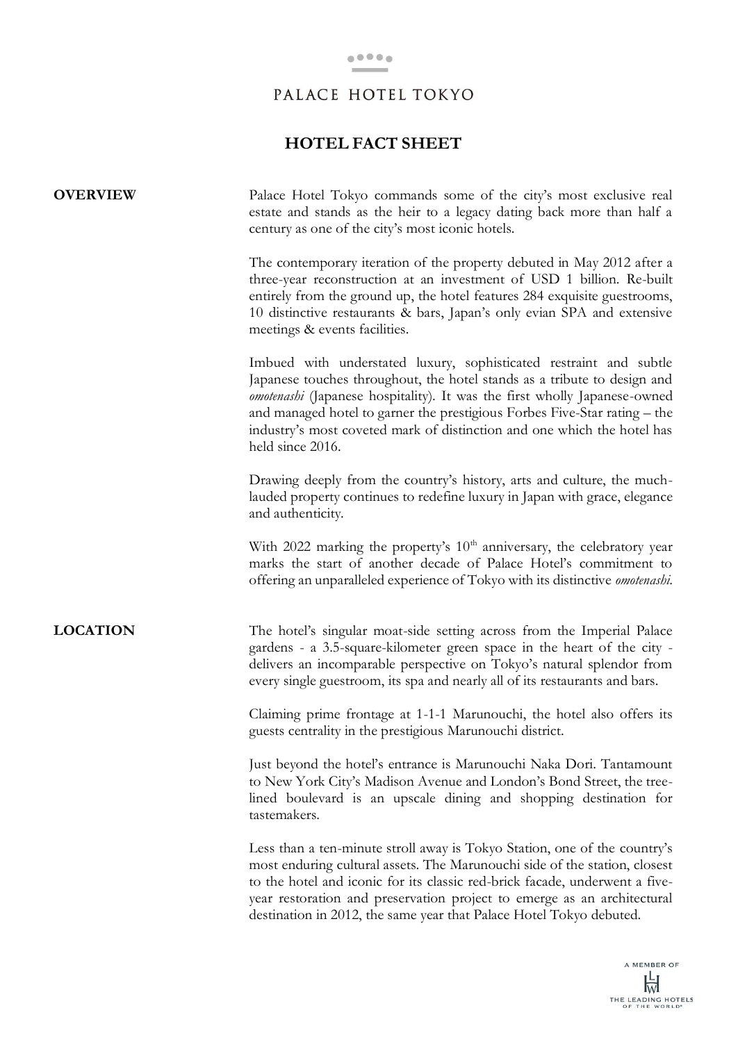# PALACE HOTEL TOKYO

## HOTEL FACT SHEET

**OVERVIEW**

Palace Hotel Tokyo commands some of the city's most exclusive real estate and stands as the heir to a legacy dating back more than half a century as one of the city's most iconic hotels.

The contemporary iteration of the property debuted in May 2012 after a three-year reconstruction at an investment of USD 1 billion. Re-built entirely from the ground up, the hotel features 284 exquisite guestrooms, 10 distinctive restaurants & bars, Japan's only evian SPA and extensive meetings & events facilities.

Imbued with understated luxury, sophisticated restraint and subtle Japanese touches throughout, the hotel stands as a tribute to design and *omotenashi* (Japanese hospitality). It was the first wholly Japanese-owned and managed hotel to garner the prestigious Forbes Five-Star rating – the industry's most coveted mark of distinction and one which the hotel has held since 2016.

Drawing deeply from the country's history, arts and culture, the much-lauded property continues to redefine luxury in Japan with grace, elegance and authenticity.

With 2022 marking the property's 10th anniversary, the celebratory year marks the start of another decade of Palace Hotel's commitment to offering an unparalleled experience of Tokyo with its distinctive *omotenashi.*

**LOCATION**

The hotel's singular moat-side setting across from the Imperial Palace gardens - a 3.5-square-kilometer green space in the heart of the city - delivers an incomparable perspective on Tokyo's natural splendor from every single guestroom, its spa and nearly all of its restaurants and bars.

Claiming prime frontage at 1-1-1 Marunouchi, the hotel also offers its guests centrality in the prestigious Marunouchi district.

Just beyond the hotel's entrance is Marunouchi Naka Dori. Tantamount to New York City's Madison Avenue and London's Bond Street, the tree-lined boulevard is an upscale dining and shopping destination for tastemakers.

Less than a ten-minute stroll away is Tokyo Station, one of the country's most enduring cultural assets. The Marunouchi side of the station, closest to the hotel and iconic for its classic red-brick facade, underwent a five-year restoration and preservation project to emerge as an architectural destination in 2012, the same year that Palace Hotel Tokyo debuted.

A MEMBER OF THE LEADING HOTELS OF THE WORLD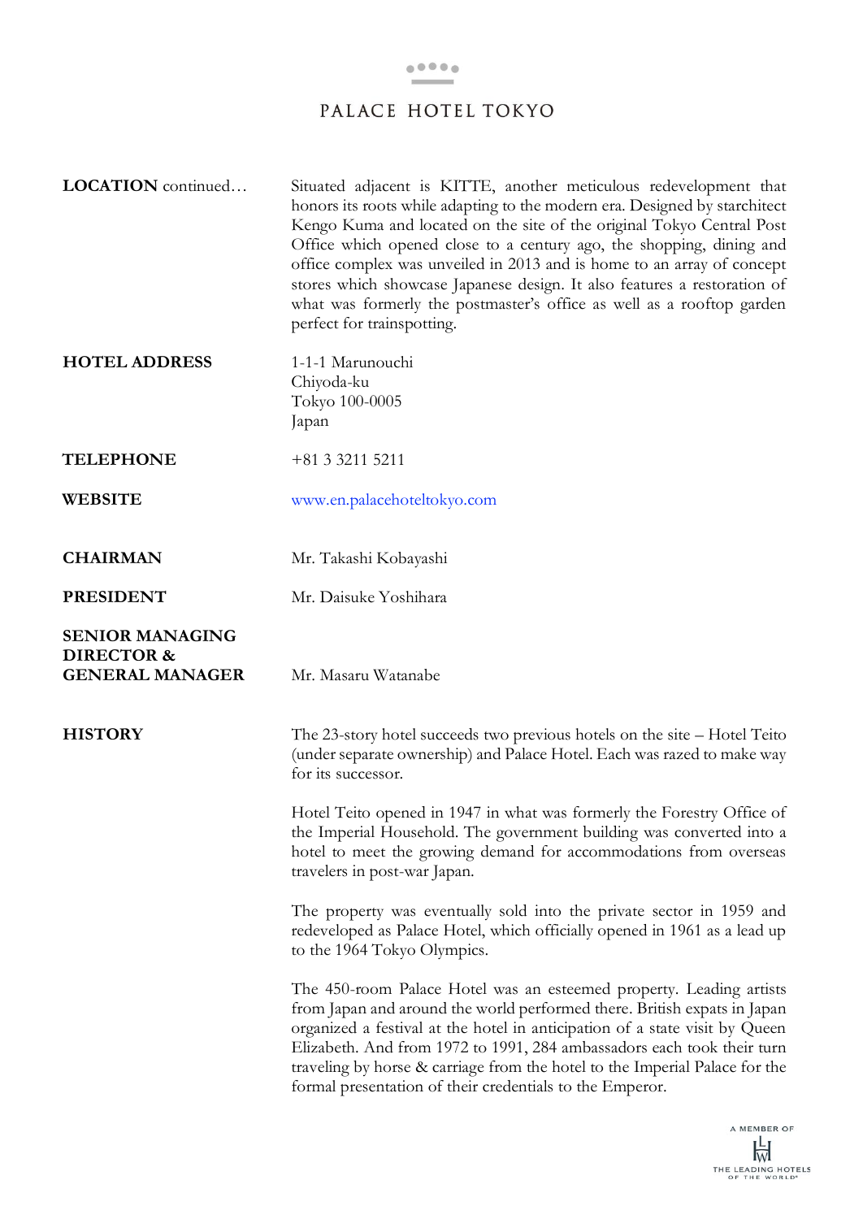**LOCATION** continued…

Situated adjacent is KITTE, another meticulous redevelopment that honors its roots while adapting to the modern era. Designed by starchitect Kengo Kuma and located on the site of the original Tokyo Central Post Office which opened close to a century ago, the shopping, dining and office complex was unveiled in 2013 and is home to an array of concept stores which showcase Japanese design. It also features a restoration of what was formerly the postmaster's office as well as a rooftop garden perfect for trainspotting.

**HOTEL ADDRESS**

1-1-1 Marunouchi
Chiyoda-ku
Tokyo 100-0005
Japan

**TELEPHONE**

+81 3 3211 5211

**WEBSITE**

www.en.palacehoteltokyo.com

**CHAIRMAN**

Mr. Takashi Kobayashi

**PRESIDENT**

Mr. Daisuke Yoshihara

**SENIOR MANAGING DIRECTOR & GENERAL MANAGER**

Mr. Masaru Watanabe

**HISTORY**

The 23-story hotel succeeds two previous hotels on the site – Hotel Teito (under separate ownership) and Palace Hotel. Each was razed to make way for its successor.

Hotel Teito opened in 1947 in what was formerly the Forestry Office of the Imperial Household. The government building was converted into a hotel to meet the growing demand for accommodations from overseas travelers in post-war Japan.

The property was eventually sold into the private sector in 1959 and redeveloped as Palace Hotel, which officially opened in 1961 as a lead up to the 1964 Tokyo Olympics.

The 450-room Palace Hotel was an esteemed property. Leading artists from Japan and around the world performed there. British expats in Japan organized a festival at the hotel in anticipation of a state visit by Queen Elizabeth. And from 1972 to 1991, 284 ambassadors each took their turn traveling by horse & carriage from the hotel to the Imperial Palace for the formal presentation of their credentials to the Emperor.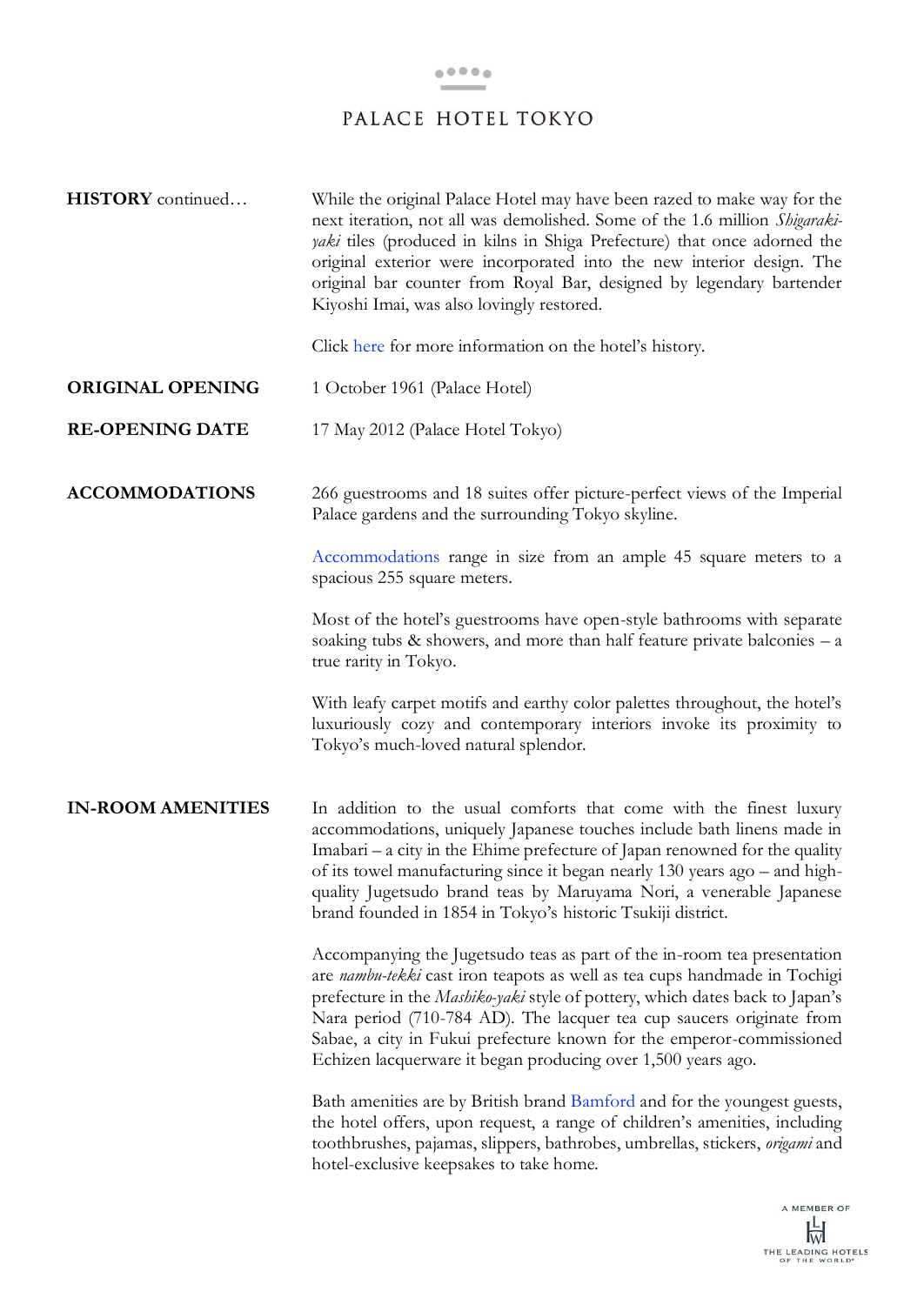**HISTORY** continued…

While the original Palace Hotel may have been razed to make way for the next iteration, not all was demolished. Some of the 1.6 million *Shigaraki-yaki* tiles (produced in kilns in Shiga Prefecture) that once adorned the original exterior were incorporated into the new interior design. The original bar counter from Royal Bar, designed by legendary bartender Kiyoshi Imai, was also lovingly restored.

Click here for more information on the hotel's history.

**ORIGINAL OPENING**

1 October 1961 (Palace Hotel)

**RE-OPENING DATE**

17 May 2012 (Palace Hotel Tokyo)

**ACCOMMODATIONS**

266 guestrooms and 18 suites offer picture-perfect views of the Imperial Palace gardens and the surrounding Tokyo skyline.

Accommodations range in size from an ample 45 square meters to a spacious 255 square meters.

Most of the hotel's guestrooms have open-style bathrooms with separate soaking tubs & showers, and more than half feature private balconies – a true rarity in Tokyo.

With leafy carpet motifs and earthy color palettes throughout, the hotel's luxuriously cozy and contemporary interiors invoke its proximity to Tokyo's much-loved natural splendor.

**IN-ROOM AMENITIES**

In addition to the usual comforts that come with the finest luxury accommodations, uniquely Japanese touches include bath linens made in Imabari – a city in the Ehime prefecture of Japan renowned for the quality of its towel manufacturing since it began nearly 130 years ago – and high-quality Jugetsudo brand teas by Maruyama Nori, a venerable Japanese brand founded in 1854 in Tokyo's historic Tsukiji district.

Accompanying the Jugetsudo teas as part of the in-room tea presentation are *nambu-tekki* cast iron teapots as well as tea cups handmade in Tochigi prefecture in the *Mashiko-yaki* style of pottery, which dates back to Japan's Nara period (710-784 AD). The lacquer tea cup saucers originate from Sabae, a city in Fukui prefecture known for the emperor-commissioned Echizen lacquerware it began producing over 1,500 years ago.

Bath amenities are by British brand Bamford and for the youngest guests, the hotel offers, upon request, a range of children's amenities, including toothbrushes, pajamas, slippers, bathrobes, umbrellas, stickers, *origami* and hotel-exclusive keepsakes to take home.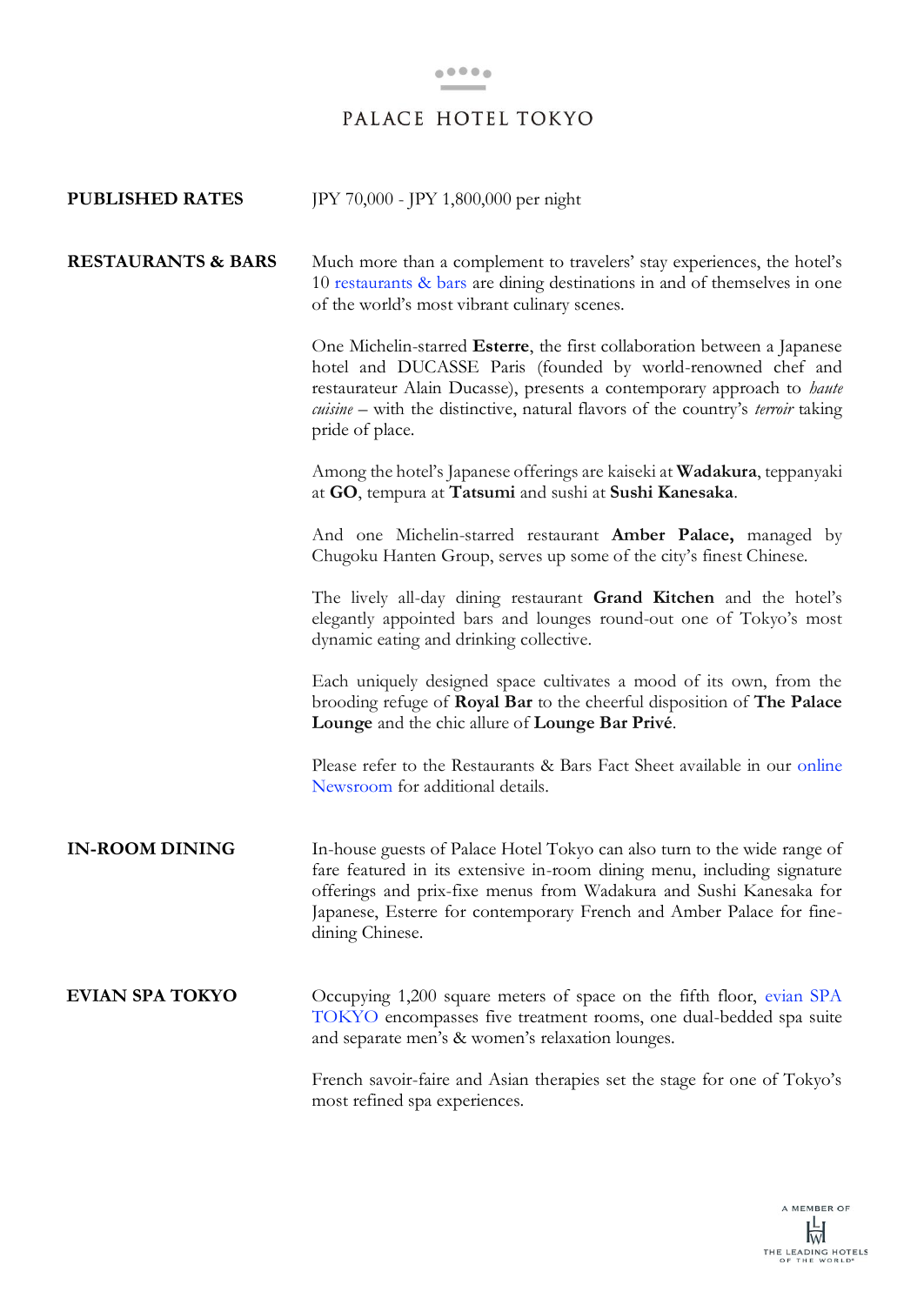**PUBLISHED RATES**

JPY 70,000 - JPY 1,800,000 per night

**RESTAURANTS & BARS**

Much more than a complement to travelers' stay experiences, the hotel's 10 restaurants & bars are dining destinations in and of themselves in one of the world's most vibrant culinary scenes.

One Michelin-starred **Esterre**, the first collaboration between a Japanese hotel and DUCASSE Paris (founded by world-renowned chef and restaurateur Alain Ducasse), presents a contemporary approach to *haute cuisine* – with the distinctive, natural flavors of the country's *terroir* taking pride of place.

Among the hotel's Japanese offerings are kaiseki at **Wadakura**, teppanyaki at **GO**, tempura at **Tatsumi** and sushi at **Sushi Kanesaka**.

And one Michelin-starred restaurant **Amber Palace,** managed by Chugoku Hanten Group, serves up some of the city's finest Chinese.

The lively all-day dining restaurant **Grand Kitchen** and the hotel's elegantly appointed bars and lounges round-out one of Tokyo's most dynamic eating and drinking collective.

Each uniquely designed space cultivates a mood of its own, from the brooding refuge of **Royal Bar** to the cheerful disposition of **The Palace Lounge** and the chic allure of **Lounge Bar Privé**.

Please refer to the Restaurants & Bars Fact Sheet available in our online Newsroom for additional details.

**IN-ROOM DINING**

In-house guests of Palace Hotel Tokyo can also turn to the wide range of fare featured in its extensive in-room dining menu, including signature offerings and prix-fixe menus from Wadakura and Sushi Kanesaka for Japanese, Esterre for contemporary French and Amber Palace for fine-dining Chinese.

**EVIAN SPA TOKYO**

Occupying 1,200 square meters of space on the fifth floor, evian SPA TOKYO encompasses five treatment rooms, one dual-bedded spa suite and separate men's & women's relaxation lounges.

French savoir-faire and Asian therapies set the stage for one of Tokyo's most refined spa experiences.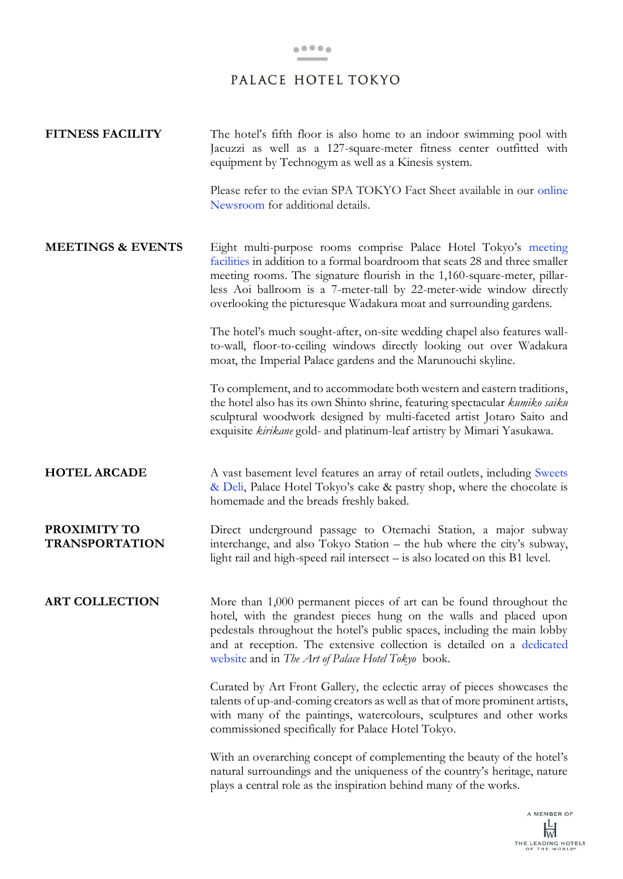# PALACE HOTEL TOKYO

**FITNESS FACILITY**

The hotel's fifth floor is also home to an indoor swimming pool with Jacuzzi as well as a 127-square-meter fitness center outfitted with equipment by Technogym as well as a Kinesis system.

Please refer to the evian SPA TOKYO Fact Sheet available in our online Newsroom for additional details.

**MEETINGS & EVENTS**

Eight multi-purpose rooms comprise Palace Hotel Tokyo's meeting facilities in addition to a formal boardroom that seats 28 and three smaller meeting rooms. The signature flourish in the 1,160-square-meter, pillar-less Aoi ballroom is a 7-meter-tall by 22-meter-wide window directly overlooking the picturesque Wadakura moat and surrounding gardens.

The hotel's much sought-after, on-site wedding chapel also features wall-to-wall, floor-to-ceiling windows directly looking out over Wadakura moat, the Imperial Palace gardens and the Marunouchi skyline.

To complement, and to accommodate both western and eastern traditions, the hotel also has its own Shinto shrine, featuring spectacular *kumiko saiku* sculptural woodwork designed by multi-faceted artist Jotaro Saito and exquisite *kirikane* gold- and platinum-leaf artistry by Mimari Yasukawa.

**HOTEL ARCADE**

A vast basement level features an array of retail outlets, including Sweets & Deli, Palace Hotel Tokyo's cake & pastry shop, where the chocolate is homemade and the breads freshly baked.

**PROXIMITY TO TRANSPORTATION**

Direct underground passage to Otemachi Station, a major subway interchange, and also Tokyo Station – the hub where the city's subway, light rail and high-speed rail intersect – is also located on this B1 level.

**ART COLLECTION**

More than 1,000 permanent pieces of art can be found throughout the hotel, with the grandest pieces hung on the walls and placed upon pedestals throughout the hotel's public spaces, including the main lobby and at reception. The extensive collection is detailed on a dedicated website and in *The Art of Palace Hotel Tokyo* book.

Curated by Art Front Gallery, the eclectic array of pieces showcases the talents of up-and-coming creators as well as that of more prominent artists, with many of the paintings, watercolours, sculptures and other works commissioned specifically for Palace Hotel Tokyo.

With an overarching concept of complementing the beauty of the hotel's natural surroundings and the uniqueness of the country's heritage, nature plays a central role as the inspiration behind many of the works.

A MEMBER OF THE LEADING HOTELS OF THE WORLD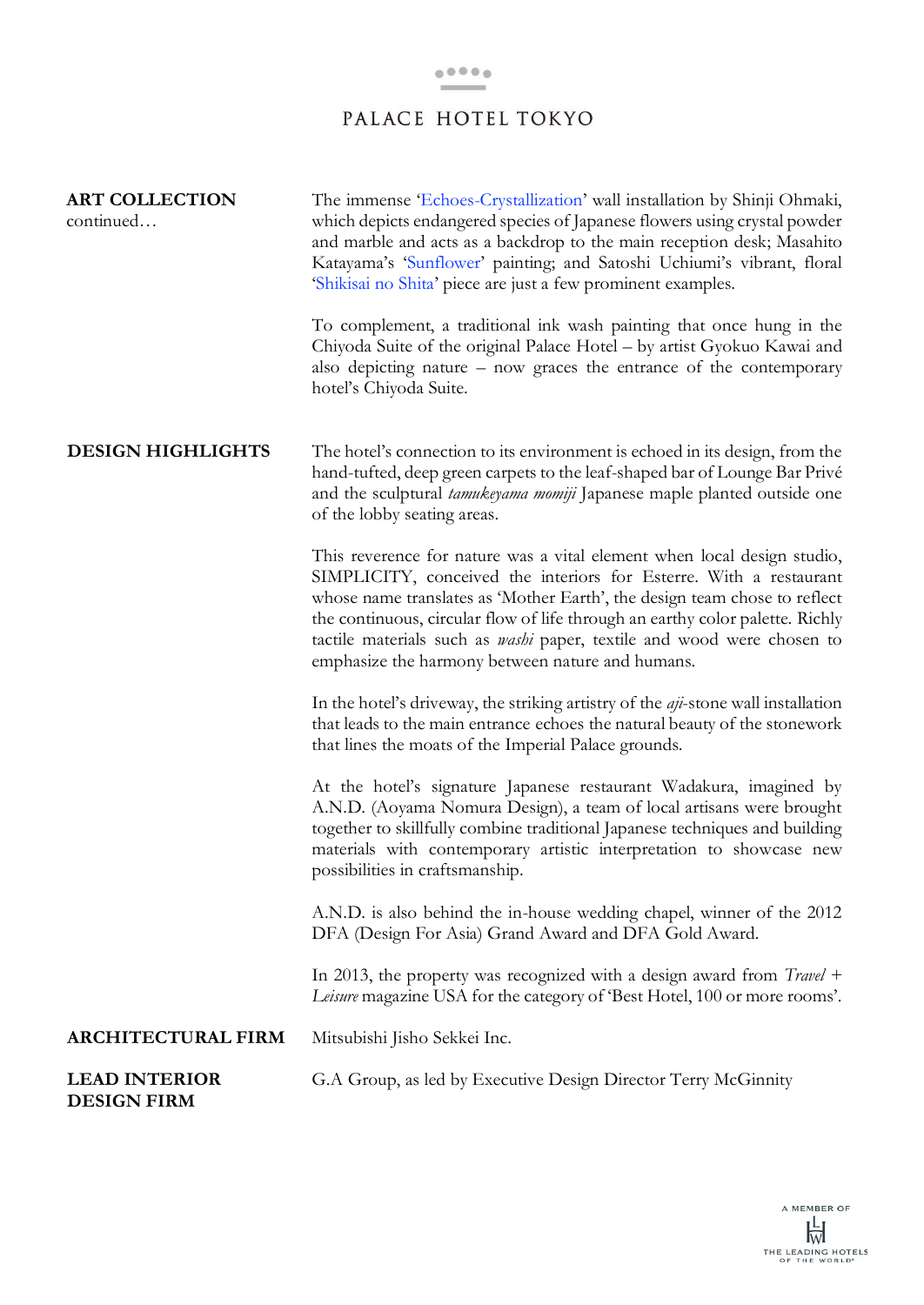**ART COLLECTION**
continued…

The immense 'Echoes-Crystallization' wall installation by Shinji Ohmaki, which depicts endangered species of Japanese flowers using crystal powder and marble and acts as a backdrop to the main reception desk; Masahito Katayama's 'Sunflower' painting; and Satoshi Uchiumi's vibrant, floral 'Shikisai no Shita' piece are just a few prominent examples.

To complement, a traditional ink wash painting that once hung in the Chiyoda Suite of the original Palace Hotel – by artist Gyokuo Kawai and also depicting nature – now graces the entrance of the contemporary hotel's Chiyoda Suite.

**DESIGN HIGHLIGHTS**

The hotel's connection to its environment is echoed in its design, from the hand-tufted, deep green carpets to the leaf-shaped bar of Lounge Bar Privé and the sculptural *tamukeyama momiji* Japanese maple planted outside one of the lobby seating areas.

This reverence for nature was a vital element when local design studio, SIMPLICITY, conceived the interiors for Esterre. With a restaurant whose name translates as 'Mother Earth', the design team chose to reflect the continuous, circular flow of life through an earthy color palette. Richly tactile materials such as *washi* paper, textile and wood were chosen to emphasize the harmony between nature and humans.

In the hotel's driveway, the striking artistry of the *aji*-stone wall installation that leads to the main entrance echoes the natural beauty of the stonework that lines the moats of the Imperial Palace grounds.

At the hotel's signature Japanese restaurant Wadakura, imagined by A.N.D. (Aoyama Nomura Design), a team of local artisans were brought together to skillfully combine traditional Japanese techniques and building materials with contemporary artistic interpretation to showcase new possibilities in craftsmanship.

A.N.D. is also behind the in-house wedding chapel, winner of the 2012 DFA (Design For Asia) Grand Award and DFA Gold Award.

In 2013, the property was recognized with a design award from *Travel + Leisure* magazine USA for the category of 'Best Hotel, 100 or more rooms'.

**ARCHITECTURAL FIRM**

Mitsubishi Jisho Sekkei Inc.

**LEAD INTERIOR DESIGN FIRM**

G.A Group, as led by Executive Design Director Terry McGinnity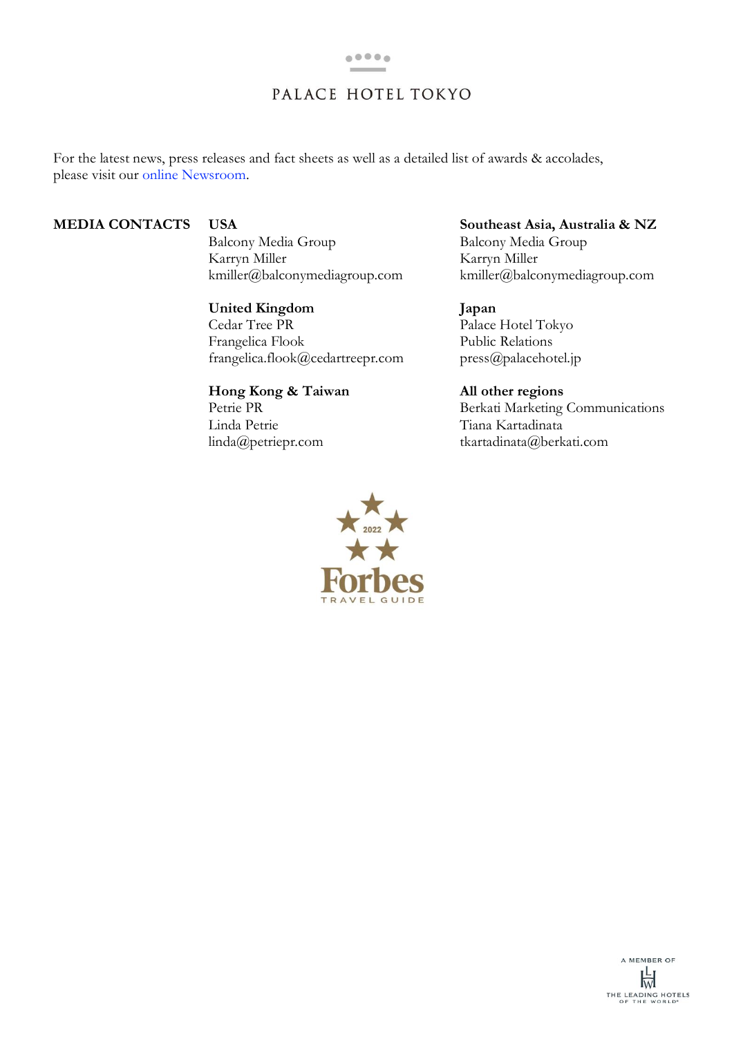PALACE HOTEL TOKYO

For the latest news, press releases and fact sheets as well as a detailed list of awards & accolades, please visit our online Newsroom.

**MEDIA CONTACTS**

**USA**
Balcony Media Group
Karryn Miller
kmiller@balconymediagroup.com

**Southeast Asia, Australia & NZ**
Balcony Media Group
Karryn Miller
kmiller@balconymediagroup.com

**United Kingdom**
Cedar Tree PR
Frangelica Flook
frangelica.flook@cedartreepr.com

**Japan**
Palace Hotel Tokyo
Public Relations
press@palacehotel.jp

**Hong Kong & Taiwan**
Petrie PR
Linda Petrie
linda@petriepr.com

**All other regions**
Berkati Marketing Communications
Tiana Kartadinata
tkartadinata@berkati.com

2022 Forbes TRAVEL GUIDE

A MEMBER OF THE LEADING HOTELS OF THE WORLD